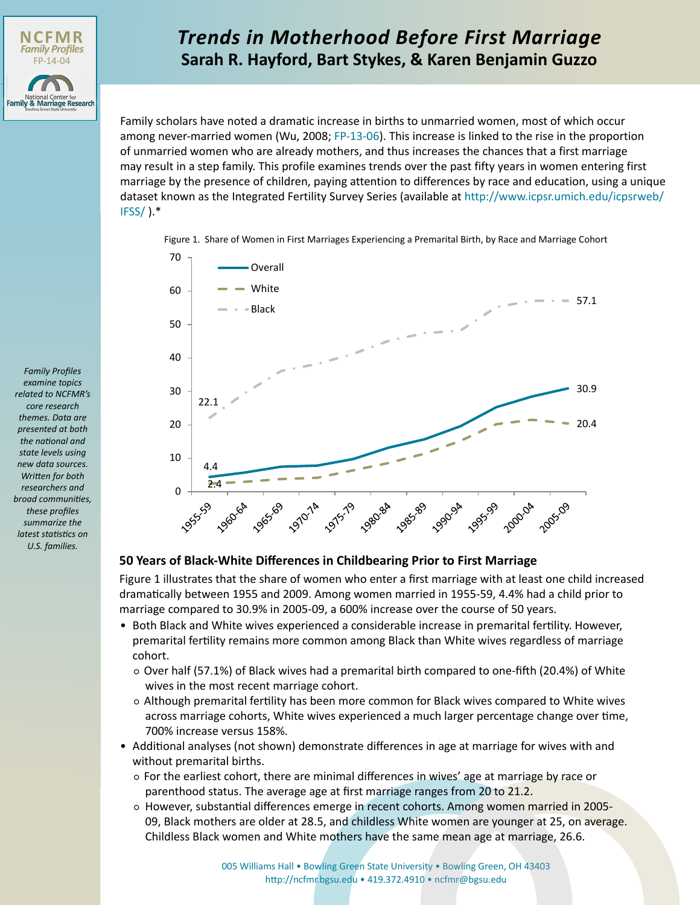NCFMR
*Family Profiles*
FP-14-04

National Center for Family & Marriage Research
Bowling Green State University

# *Trends in Motherhood Before First Marriage*

## Sarah R. Hayford, Bart Stykes, & Karen Benjamin Guzzo

Family scholars have noted a dramatic increase in births to unmarried women, most of which occur among never-married women (Wu, 2008; FP-13-06). This increase is linked to the rise in the proportion of unmarried women who are already mothers, and thus increases the chances that a first marriage may result in a step family. This profile examines trends over the past fifty years in women entering first marriage by the presence of children, paying attention to differences by race and education, using a unique dataset known as the Integrated Fertility Survey Series (available at http://www.icpsr.umich.edu/icpsrweb/IFSS/ ).*

Figure 1. Share of Women in First Marriages Experiencing a Premarital Birth, by Race and Marriage Cohort

| Marriage Cohort | Overall | White | Black |
|---|---|---|---|
| 1955-59 | 4.4 | 2.4 | 22.1 |
| 2005-09 | 30.9 | 20.4 | 57.1 |

*Family Profiles examine topics related to NCFMR's core research themes. Data are presented at both the national and state levels using new data sources. Written for both researchers and broad communities, these profiles summarize the latest statistics on U.S. families.*

### 50 Years of Black-White Differences in Childbearing Prior to First Marriage

Figure 1 illustrates that the share of women who enter a first marriage with at least one child increased dramatically between 1955 and 2009. Among women married in 1955-59, 4.4% had a child prior to marriage compared to 30.9% in 2005-09, a 600% increase over the course of 50 years.

- Both Black and White wives experienced a considerable increase in premarital fertility. However, premarital fertility remains more common among Black than White wives regardless of marriage cohort.
  - Over half (57.1%) of Black wives had a premarital birth compared to one-fifth (20.4%) of White wives in the most recent marriage cohort.
  - Although premarital fertility has been more common for Black wives compared to White wives across marriage cohorts, White wives experienced a much larger percentage change over time, 700% increase versus 158%.
- Additional analyses (not shown) demonstrate differences in age at marriage for wives with and without premarital births.
  - For the earliest cohort, there are minimal differences in wives' age at marriage by race or parenthood status. The average age at first marriage ranges from 20 to 21.2.
  - However, substantial differences emerge in recent cohorts. Among women married in 2005-09, Black mothers are older at 28.5, and childless White women are younger at 25, on average. Childless Black women and White mothers have the same mean age at marriage, 26.6.

005 Williams Hall • Bowling Green State University • Bowling Green, OH 43403
http://ncfmr.bgsu.edu • 419.372.4910 • ncfmr@bgsu.edu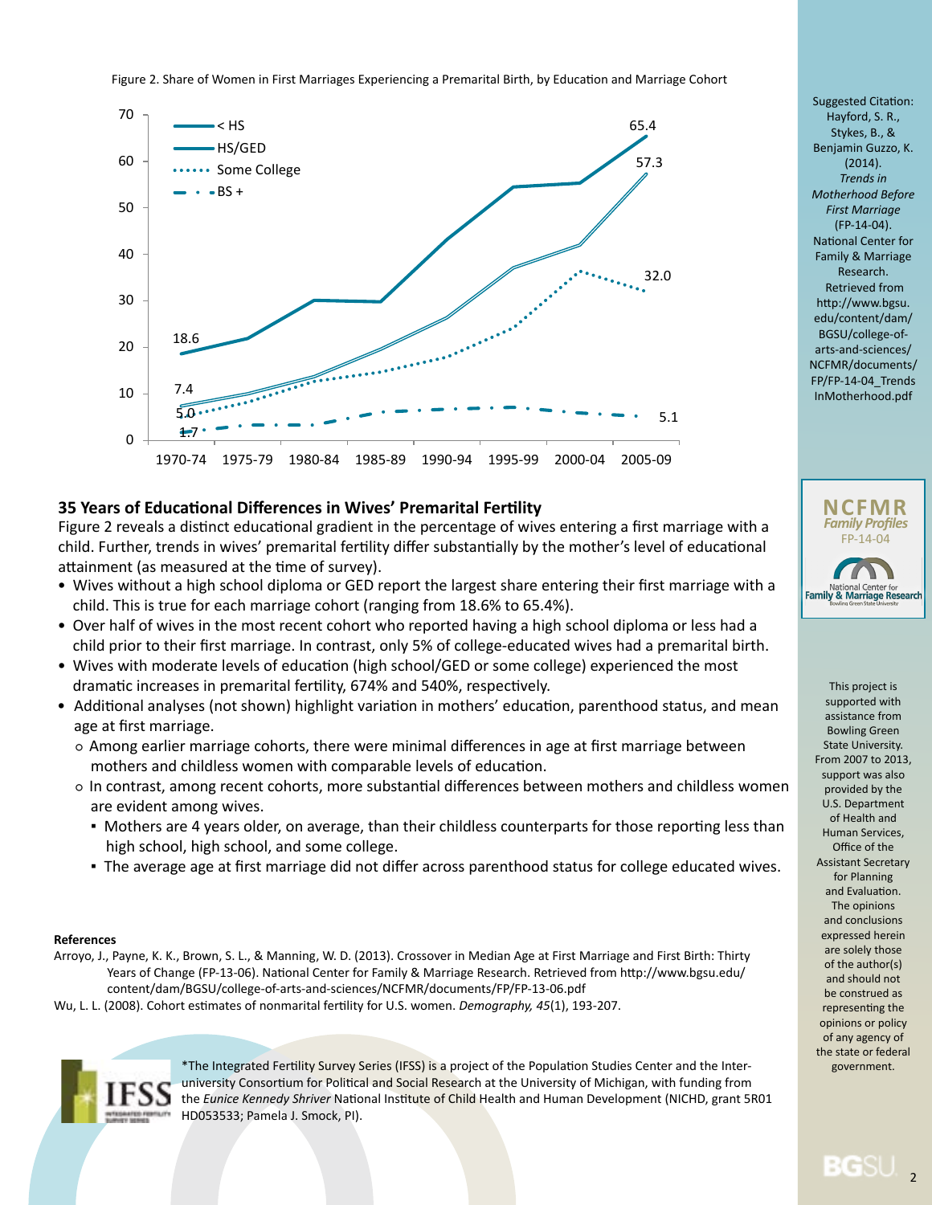Figure 2. Share of Women in First Marriages Experiencing a Premarital Birth, by Education and Marriage Cohort

70
60
50
40
30
20
10
0

< HS
HS/GED
Some College
BS +

65.4
57.3
32.0
18.6
7.4
5.0
1.7
5.1

1970-74 1975-79 1980-84 1985-89 1990-94 1995-99 2000-04 2005-09

## 35 Years of Educational Differences in Wives' Premarital Fertility

Figure 2 reveals a distinct educational gradient in the percentage of wives entering a first marriage with a child. Further, trends in wives' premarital fertility differ substantially by the mother's level of educational attainment (as measured at the time of survey).

- Wives without a high school diploma or GED report the largest share entering their first marriage with a child. This is true for each marriage cohort (ranging from 18.6% to 65.4%).
- Over half of wives in the most recent cohort who reported having a high school diploma or less had a child prior to their first marriage. In contrast, only 5% of college-educated wives had a premarital birth.
- Wives with moderate levels of education (high school/GED or some college) experienced the most dramatic increases in premarital fertility, 674% and 540%, respectively.
- Additional analyses (not shown) highlight variation in mothers' education, parenthood status, and mean age at first marriage.
  - Among earlier marriage cohorts, there were minimal differences in age at first marriage between mothers and childless women with comparable levels of education.
  - In contrast, among recent cohorts, more substantial differences between mothers and childless women are evident among wives.
    - Mothers are 4 years older, on average, than their childless counterparts for those reporting less than high school, high school, and some college.
    - The average age at first marriage did not differ across parenthood status for college educated wives.

### References

Arroyo, J., Payne, K. K., Brown, S. L., & Manning, W. D. (2013). Crossover in Median Age at First Marriage and First Birth: Thirty Years of Change (FP-13-06). National Center for Family & Marriage Research. Retrieved from http://www.bgsu.edu/content/dam/BGSU/college-of-arts-and-sciences/NCFMR/documents/FP/FP-13-06.pdf

Wu, L. L. (2008). Cohort estimates of nonmarital fertility for U.S. women. *Demography, 45*(1), 193-207.

IFSS Integrated Fertility Survey Series

*The Integrated Fertility Survey Series (IFSS) is a project of the Population Studies Center and the Inter-university Consortium for Political and Social Research at the University of Michigan, with funding from the *Eunice Kennedy Shriver* National Institute of Child Health and Human Development (NICHD, grant 5R01 HD053533; Pamela J. Smock, PI).

Suggested Citation: Hayford, S. R., Stykes, B., & Benjamin Guzzo, K. (2014). *Trends in Motherhood Before First Marriage* (FP-14-04). National Center for Family & Marriage Research. Retrieved from http://www.bgsu.edu/content/dam/BGSU/college-of-arts-and-sciences/NCFMR/documents/FP/FP-14-04_TrendsInMotherhood.pdf

NCFMR Family Profiles FP-14-04

National Center for Family & Marriage Research, Bowling Green State University

This project is supported with assistance from Bowling Green State University. From 2007 to 2013, support was also provided by the U.S. Department of Health and Human Services, Office of the Assistant Secretary for Planning and Evaluation. The opinions and conclusions expressed herein are solely those of the author(s) and should not be construed as representing the opinions or policy of any agency of the state or federal government.

BGSU